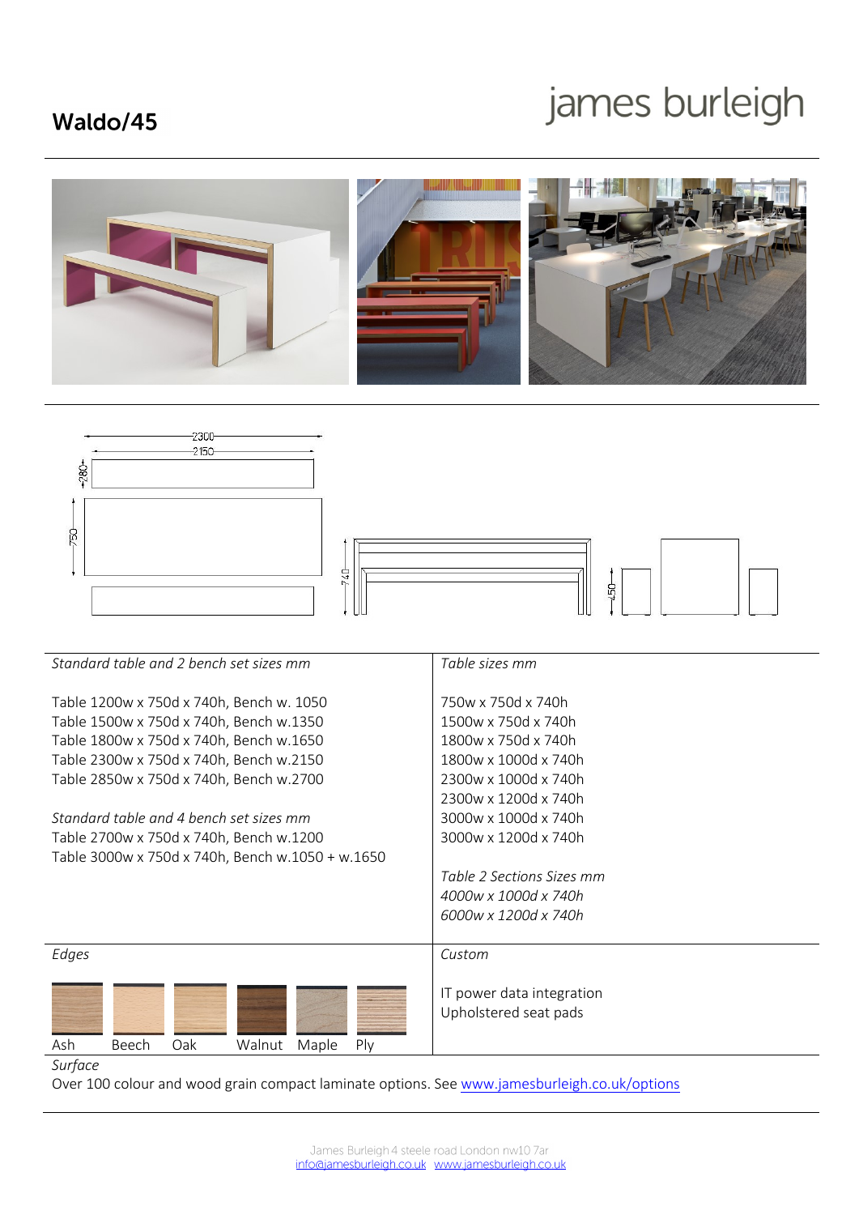# Waldo/45

james burleigh

2300
2150
280
750
740
450

| *Standard table and 2 bench set sizes mm* | *Table sizes mm* |
|---|---|
| Table 1200w x 750d x 740h, Bench w. 1050<br>Table 1500w x 750d x 740h, Bench w.1350<br>Table 1800w x 750d x 740h, Bench w.1650<br>Table 2300w x 750d x 740h, Bench w.2150<br>Table 2850w x 750d x 740h, Bench w.2700<br><br>*Standard table and 4 bench set sizes mm*<br>Table 2700w x 750d x 740h, Bench w.1200<br>Table 3000w x 750d x 740h, Bench w.1050 + w.1650 | 750w x 750d x 740h<br>1500w x 750d x 740h<br>1800w x 750d x 740h<br>1800w x 1000d x 740h<br>2300w x 1000d x 740h<br>2300w x 1200d x 740h<br>3000w x 1000d x 740h<br>3000w x 1200d x 740h<br><br>*Table 2 Sections Sizes mm*<br>*4000w x 1000d x 740h*<br>*6000w x 1200d x 740h* |
| *Edges*<br><br>Ash Beech Oak Walnut Maple Ply | *Custom*<br><br>IT power data integration<br>Upholstered seat pads |

*Surface*

Over 100 colour and wood grain compact laminate options. See www.jamesburleigh.co.uk/options

James Burleigh 4 steele road London nw10 7ar
info@jamesburleigh.co.uk www.jamesburleigh.co.uk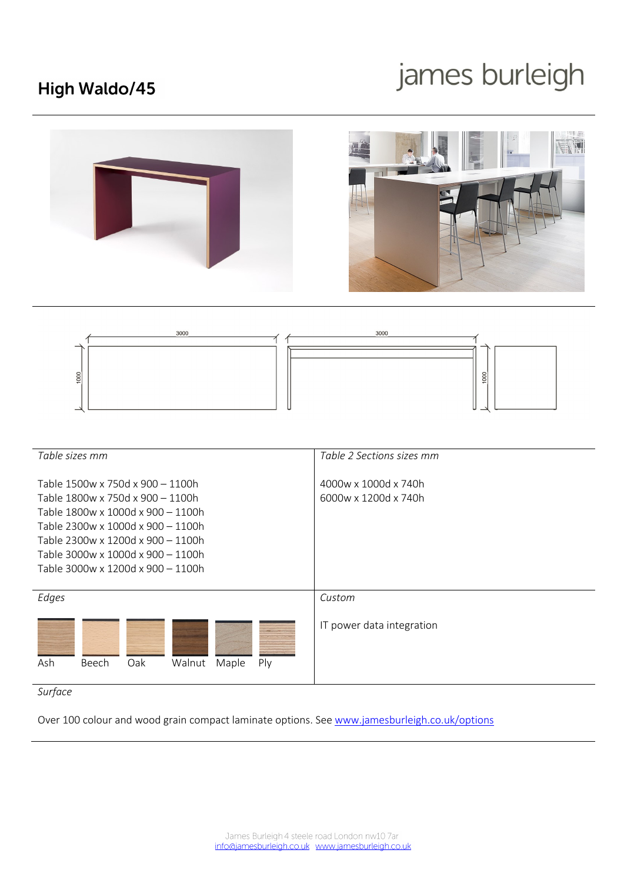# High Waldo/45

james burleigh

3000

1000

3000

1000

| *Table sizes mm* | *Table 2 Sections sizes mm* |
| --- | --- |
| Table 1500w x 750d x 900 – 1100h<br>Table 1800w x 750d x 900 – 1100h<br>Table 1800w x 1000d x 900 – 1100h<br>Table 2300w x 1000d x 900 – 1100h<br>Table 2300w x 1200d x 900 – 1100h<br>Table 3000w x 1000d x 900 – 1100h<br>Table 3000w x 1200d x 900 – 1100h | 4000w x 1000d x 740h<br>6000w x 1200d x 740h |
| *Edges*<br><br>Ash Beech Oak Walnut Maple Ply | *Custom*<br><br>IT power data integration |

*Surface*

Over 100 colour and wood grain compact laminate options. See www.jamesburleigh.co.uk/options

James Burleigh 4 steele road London nw10 7ar
info@jamesburleigh.co.uk www.jamesburleigh.co.uk